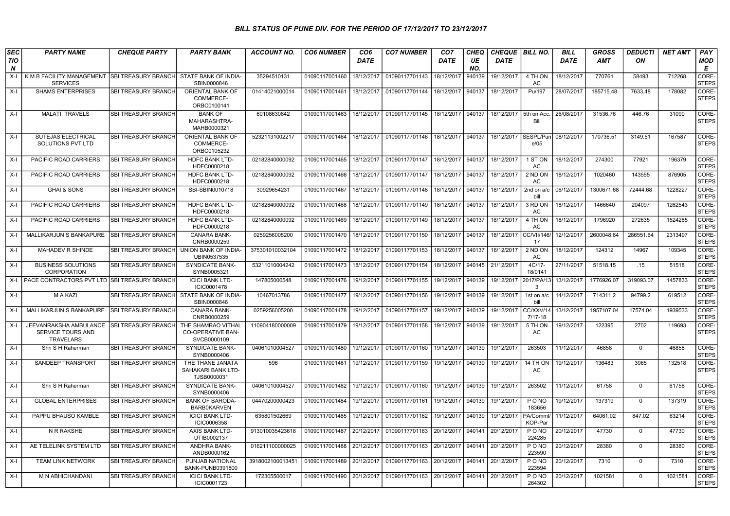# BILL STATUS OF PUNE DIV. FOR THE PERIOD OF 17/12/2017 TO 23/12/2017

| SECTION | PARTY NAME | CHEQUE PARTY | PARTY BANK | ACCOUNT NO. | CO6 NUMBER | CO6 DATE | CO7 NUMBER | CO7 DATE | CHEQUE NO. | CHEQUE DATE | BILL NO. | BILL DATE | GROSS AMT | DEDUCTION | NET AMT | PAY MODE |
|---|---|---|---|---|---|---|---|---|---|---|---|---|---|---|---|---|
| X-I | K M B FACILITY MANAGEMENT SERVICES | SBI TREASURY BRANCH | STATE BANK OF INDIA-SBIN0000846 | 35294510131 | 01090117001460 | 18/12/2017 | 01090117701143 | 18/12/2017 | 940139 | 19/12/2017 | 4 TH ON AC | 18/12/2017 | 770761 | 58493 | 712268 | CORE-STEPS |
| X-I | SHAMS ENTERPRISES | SBI TREASURY BRANCH | ORIENTAL BANK OF COMMERCE-ORBC0100141 | 01414021000014 | 01090117001461 | 18/12/2017 | 01090117701144 | 18/12/2017 | 940137 | 18/12/2017 | Pu/197 | 28/07/2017 | 185715.48 | 7633.48 | 178082 | CORE-STEPS |
| X-I | MALATI TRAVELS | SBI TREASURY BRANCH | BANK OF MAHARASHTRA-MAHB0000321 | 60108630842 | 01090117001463 | 18/12/2017 | 01090117701145 | 18/12/2017 | 940137 | 18/12/2017 | 5th on Acc. Bill | 26/08/2017 | 31536.76 | 446.76 | 31090 | CORE-STEPS |
| X-I | SUTEJAS ELECTRICAL SOLUTIONS PVT LTD | SBI TREASURY BRANCH | ORIENTAL BANK OF COMMERCE-ORBC0105232 | 52321131002217 | 01090117001464 | 18/12/2017 | 01090117701146 | 18/12/2017 | 940137 | 18/12/2017 | SESPL/Pune/05 | 08/12/2017 | 170736.51 | 3149.51 | 167587 | CORE-STEPS |
| X-I | PACIFIC ROAD CARRIERS | SBI TREASURY BRANCH | HDFC BANK LTD-HDFC0000218 | 02182840000092 | 01090117001465 | 18/12/2017 | 01090117701147 | 18/12/2017 | 940137 | 18/12/2017 | 1 ST ON AC | 18/12/2017 | 274300 | 77921 | 196379 | CORE-STEPS |
| X-I | PACIFIC ROAD CARRIERS | SBI TREASURY BRANCH | HDFC BANK LTD-HDFC0000218 | 02182840000092 | 01090117001466 | 18/12/2017 | 01090117701147 | 18/12/2017 | 940137 | 18/12/2017 | 2 ND ON AC | 18/12/2017 | 1020460 | 143555 | 876905 | CORE-STEPS |
| X-I | GHAI & SONS | SBI TREASURY BRANCH | SBI-SBIN0010718 | 30929654231 | 01090117001467 | 18/12/2017 | 01090117701148 | 18/12/2017 | 940137 | 18/12/2017 | 2nd on a/c bill | 06/12/2017 | 1300671.68 | 72444.68 | 1228227 | CORE-STEPS |
| X-I | PACIFIC ROAD CARRIERS | SBI TREASURY BRANCH | HDFC BANK LTD-HDFC0000218 | 02182840000092 | 01090117001468 | 18/12/2017 | 01090117701149 | 18/12/2017 | 940137 | 18/12/2017 | 3 RD ON AC | 18/12/2017 | 1466640 | 204097 | 1262543 | CORE-STEPS |
| X-I | PACIFIC ROAD CARRIERS | SBI TREASURY BRANCH | HDFC BANK LTD-HDFC0000218 | 02182840000092 | 01090117001469 | 18/12/2017 | 01090117701149 | 18/12/2017 | 940137 | 18/12/2017 | 4 TH ON AC | 18/12/2017 | 1796920 | 272635 | 1524285 | CORE-STEPS |
| X-I | MALLIKARJUN S BANKAPURE | SBI TREASURY BRANCH | CANARA BANK-CNRB0000259 | 0259256005200 | 01090117001470 | 18/12/2017 | 01090117701150 | 18/12/2017 | 940137 | 18/12/2017 | CC/VII/146/17 | 12/12/2017 | 2600048.64 | 286551.64 | 2313497 | CORE-STEPS |
| X-I | MAHADEV R SHINDE | SBI TREASURY BRANCH | UNION BANK OF INDIA-UBIN0537535 | 375301010032104 | 01090117001472 | 18/12/2017 | 01090117701153 | 18/12/2017 | 940137 | 18/12/2017 | 2 ND ON AC | 18/12/2017 | 124312 | 14967 | 109345 | CORE-STEPS |
| X-I | BUSINESS SOLUTIONS CORPORATION | SBI TREASURY BRANCH | SYNDICATE BANK-SYNB0005321 | 53211010004242 | 01090117001473 | 18/12/2017 | 01090117701154 | 18/12/2017 | 940145 | 21/12/2017 | 4C/17-18/0141 | 27/11/2017 | 51518.15 | .15 | 51518 | CORE-STEPS |
| X-I | PACE CONTRACTORS PVT LTD | SBI TREASURY BRANCH | ICICI BANK LTD-ICIC0001478 | 147805000548 | 01090117001476 | 19/12/2017 | 01090117701155 | 19/12/2017 | 940139 | 19/12/2017 | 2017/PA/133 | 13/12/2017 | 1776926.07 | 319093.07 | 1457833 | CORE-STEPS |
| X-I | M A KAZI | SBI TREASURY BRANCH | STATE BANK OF INDIA-SBIN0000846 | 10467013786 | 01090117001477 | 19/12/2017 | 01090117701156 | 19/12/2017 | 940139 | 19/12/2017 | 1st on a/c bill | 14/12/2017 | 714311.2 | 94799.2 | 619512 | CORE-STEPS |
| X-I | MALLIKARJUN S BANKAPURE | SBI TREASURY BRANCH | CANARA BANK-CNRB0000259 | 0259256005200 | 01090117001478 | 19/12/2017 | 01090117701157 | 19/12/2017 | 940139 | 19/12/2017 | CC/XXV/147/17-18 | 13/12/2017 | 1957107.04 | 17574.04 | 1939533 | CORE-STEPS |
| X-I | JEEVANRAKSHA AMBULANCE SERVICE TOURS AND TRAVELARS | SBI TREASURY BRANCH | THE SHAMRAO VITHAL CO-OPERATIVE BAN-SVCB0000109 | 110904180000009 | 01090117001479 | 19/12/2017 | 01090117701158 | 19/12/2017 | 940139 | 19/12/2017 | 5 TH ON AC | 19/12/2017 | 122395 | 2702 | 119693 | CORE-STEPS |
| X-I | Shri S H Raherman | SBI TREASURY BRANCH | SYNDICATE BANK-SYNB0000406 | 04061010004527 | 01090117001480 | 19/12/2017 | 01090117701160 | 19/12/2017 | 940139 | 19/12/2017 | 263503 | 11/12/2017 | 46858 | 0 | 46858 | CORE-STEPS |
| X-I | SANDEEP TRANSPORT | SBI TREASURY BRANCH | THE THANE JANATA SAHAKARI BANK LTD-TJSB0000031 | 596 | 01090117001481 | 19/12/2017 | 01090117701159 | 19/12/2017 | 940139 | 19/12/2017 | 14 TH ON AC | 19/12/2017 | 136483 | 3965 | 132518 | CORE-STEPS |
| X-I | Shri S H Raherman | SBI TREASURY BRANCH | SYNDICATE BANK-SYNB0000406 | 04061010004527 | 01090117001482 | 19/12/2017 | 01090117701160 | 19/12/2017 | 940139 | 19/12/2017 | 263502 | 11/12/2017 | 61758 | 0 | 61758 | CORE-STEPS |
| X-I | GLOBAL ENTERPRISES | SBI TREASURY BRANCH | BANK OF BARODA-BARB0KARVEN | 04470200000423 | 01090117001484 | 19/12/2017 | 01090117701161 | 19/12/2017 | 940139 | 19/12/2017 | P O NO 183656 | 19/12/2017 | 137319 | 0 | 137319 | CORE-STEPS |
| X-I | PAPPU BHAUSO KAMBLE | SBI TREASURY BRANCH | ICICI BANK LTD-ICIC0006358 | 635801502669 | 01090117001485 | 19/12/2017 | 01090117701162 | 19/12/2017 | 940139 | 19/12/2017 | PA/Comml/KOP-Par | 11/12/2017 | 64061.02 | 847.02 | 63214 | CORE-STEPS |
| X-I | N R RAKSHE | SBI TREASURY BRANCH | AXIS BANK LTD-UTIB0002137 | 913010035423618 | 01090117001487 | 20/12/2017 | 01090117701163 | 20/12/2017 | 940141 | 20/12/2017 | P O NO 224285 | 20/12/2017 | 47730 | 0 | 47730 | CORE-STEPS |
| X-I | AE TELELINK SYSTEM LTD | SBI TREASURY BRANCH | ANDHRA BANK-ANDB0000162 | 016211100000025 | 01090117001488 | 20/12/2017 | 01090117701163 | 20/12/2017 | 940141 | 20/12/2017 | P O NO 223590 | 20/12/2017 | 28380 | 0 | 28380 | CORE-STEPS |
| X-I | TEAM LINK NETWORK | SBI TREASURY BRANCH | PUNJAB NATIONAL BANK-PUNB0391800 | 3918002100013451 | 01090117001489 | 20/12/2017 | 01090117701163 | 20/12/2017 | 940141 | 20/12/2017 | P O NO 223594 | 20/12/2017 | 7310 | 0 | 7310 | CORE-STEPS |
| X-I | M N ABHICHANDANI | SBI TREASURY BRANCH | ICICI BANK LTD-ICIC0001723 | 172305500017 | 01090117001490 | 20/12/2017 | 01090117701163 | 20/12/2017 | 940141 | 20/12/2017 | P O NO 264302 | 20/12/2017 | 1021581 | 0 | 1021581 | CORE-STEPS |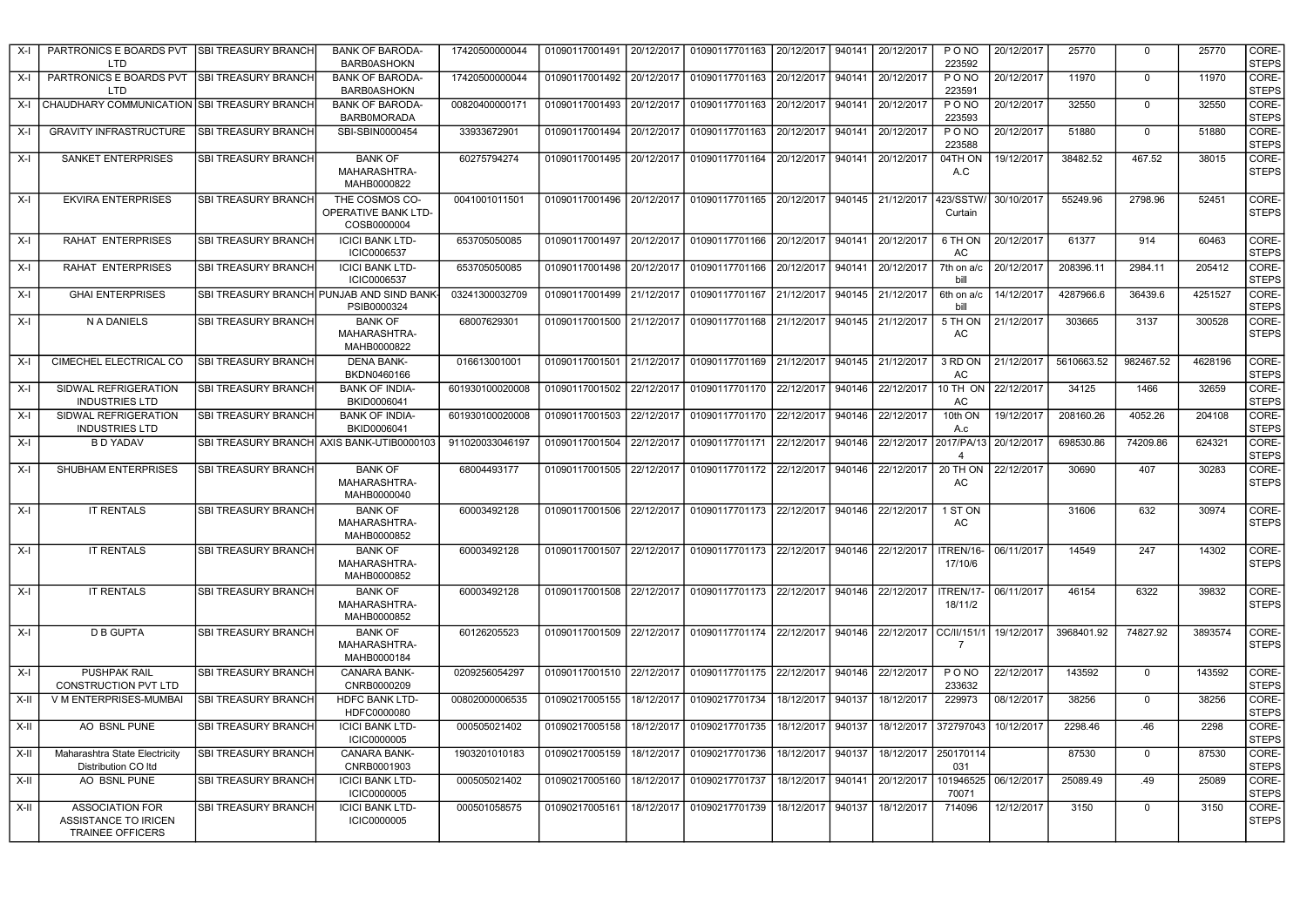| X-I | PARTRONICS E BOARDS PVT LTD | SBI TREASURY BRANCH | BANK OF BARODA-BARB0ASHOKN | 17420500000044 | 01090117001491 | 20/12/2017 | 01090117701163 | 20/12/2017 | 940141 | 20/12/2017 | P O NO 223592 | 20/12/2017 | 25770 | 0 | 25770 | CORE-STEPS |
|---|---|---|---|---|---|---|---|---|---|---|---|---|---|---|---|---|
| X-I | PARTRONICS E BOARDS PVT LTD | SBI TREASURY BRANCH | BANK OF BARODA-BARB0ASHOKN | 17420500000044 | 01090117001492 | 20/12/2017 | 01090117701163 | 20/12/2017 | 940141 | 20/12/2017 | P O NO 223591 | 20/12/2017 | 11970 | 0 | 11970 | CORE-STEPS |
| X-I | CHAUDHARY COMMUNICATION | SBI TREASURY BRANCH | BANK OF BARODA-BARB0MORADA | 00820400000171 | 01090117001493 | 20/12/2017 | 01090117701163 | 20/12/2017 | 940141 | 20/12/2017 | P O NO 223593 | 20/12/2017 | 32550 | 0 | 32550 | CORE-STEPS |
| X-I | GRAVITY INFRASTRUCTURE | SBI TREASURY BRANCH | SBI-SBIN0000454 | 33933672901 | 01090117001494 | 20/12/2017 | 01090117701163 | 20/12/2017 | 940141 | 20/12/2017 | P O NO 223588 | 20/12/2017 | 51880 | 0 | 51880 | CORE-STEPS |
| X-I | SANKET ENTERPRISES | SBI TREASURY BRANCH | BANK OF MAHARASHTRA-MAHB0000822 | 60275794274 | 01090117001495 | 20/12/2017 | 01090117701164 | 20/12/2017 | 940141 | 20/12/2017 | 04TH ON A.C | 19/12/2017 | 38482.52 | 467.52 | 38015 | CORE-STEPS |
| X-I | EKVIRA ENTERPRISES | SBI TREASURY BRANCH | THE COSMOS CO-OPERATIVE BANK LTD-COSB0000004 | 0041001011501 | 01090117001496 | 20/12/2017 | 01090117701165 | 20/12/2017 | 940145 | 21/12/2017 | 423/SSTW/ Curtain | 30/10/2017 | 55249.96 | 2798.96 | 52451 | CORE-STEPS |
| X-I | RAHAT ENTERPRISES | SBI TREASURY BRANCH | ICICI BANK LTD-ICIC0006537 | 653705050085 | 01090117001497 | 20/12/2017 | 01090117701166 | 20/12/2017 | 940141 | 20/12/2017 | 6 TH ON AC | 20/12/2017 | 61377 | 914 | 60463 | CORE-STEPS |
| X-I | RAHAT ENTERPRISES | SBI TREASURY BRANCH | ICICI BANK LTD-ICIC0006537 | 653705050085 | 01090117001498 | 20/12/2017 | 01090117701166 | 20/12/2017 | 940141 | 20/12/2017 | 7th on a/c bill | 20/12/2017 | 208396.11 | 2984.11 | 205412 | CORE-STEPS |
| X-I | GHAI ENTERPRISES | SBI TREASURY BRANCH | PUNJAB AND SIND BANK-PSIB0000324 | 03241300032709 | 01090117001499 | 21/12/2017 | 01090117701167 | 21/12/2017 | 940145 | 21/12/2017 | 6th on a/c bill | 14/12/2017 | 4287966.6 | 36439.6 | 4251527 | CORE-STEPS |
| X-I | N A DANIELS | SBI TREASURY BRANCH | BANK OF MAHARASHTRA-MAHB0000822 | 68007629301 | 01090117001500 | 21/12/2017 | 01090117701168 | 21/12/2017 | 940145 | 21/12/2017 | 5 TH ON AC | 21/12/2017 | 303665 | 3137 | 300528 | CORE-STEPS |
| X-I | CIMECHEL ELECTRICAL CO | SBI TREASURY BRANCH | DENA BANK-BKDN0460166 | 016613001001 | 01090117001501 | 21/12/2017 | 01090117701169 | 21/12/2017 | 940145 | 21/12/2017 | 3 RD ON AC | 21/12/2017 | 5610663.52 | 982467.52 | 4628196 | CORE-STEPS |
| X-I | SIDWAL REFRIGERATION INDUSTRIES LTD | SBI TREASURY BRANCH | BANK OF INDIA-BKID0006041 | 601930100020008 | 01090117001502 | 22/12/2017 | 01090117701170 | 22/12/2017 | 940146 | 22/12/2017 | 10 TH ON AC | 22/12/2017 | 34125 | 1466 | 32659 | CORE-STEPS |
| X-I | SIDWAL REFRIGERATION INDUSTRIES LTD | SBI TREASURY BRANCH | BANK OF INDIA-BKID0006041 | 601930100020008 | 01090117001503 | 22/12/2017 | 01090117701170 | 22/12/2017 | 940146 | 22/12/2017 | 10th ON A.c | 19/12/2017 | 208160.26 | 4052.26 | 204108 | CORE-STEPS |
| X-I | B D YADAV | SBI TREASURY BRANCH | AXIS BANK-UTIB0000103 | 911020033046197 | 01090117001504 | 22/12/2017 | 01090117701171 | 22/12/2017 | 940146 | 22/12/2017 | 2017/PA/13 4 | 20/12/2017 | 698530.86 | 74209.86 | 624321 | CORE-STEPS |
| X-I | SHUBHAM ENTERPRISES | SBI TREASURY BRANCH | BANK OF MAHARASHTRA-MAHB0000040 | 68004493177 | 01090117001505 | 22/12/2017 | 01090117701172 | 22/12/2017 | 940146 | 22/12/2017 | 20 TH ON AC | 22/12/2017 | 30690 | 407 | 30283 | CORE-STEPS |
| X-I | IT RENTALS | SBI TREASURY BRANCH | BANK OF MAHARASHTRA-MAHB0000852 | 60003492128 | 01090117001506 | 22/12/2017 | 01090117701173 | 22/12/2017 | 940146 | 22/12/2017 | 1 ST ON AC | | 31606 | 632 | 30974 | CORE-STEPS |
| X-I | IT RENTALS | SBI TREASURY BRANCH | BANK OF MAHARASHTRA-MAHB0000852 | 60003492128 | 01090117001507 | 22/12/2017 | 01090117701173 | 22/12/2017 | 940146 | 22/12/2017 | ITREN/16-17/10/6 | 06/11/2017 | 14549 | 247 | 14302 | CORE-STEPS |
| X-I | IT RENTALS | SBI TREASURY BRANCH | BANK OF MAHARASHTRA-MAHB0000852 | 60003492128 | 01090117001508 | 22/12/2017 | 01090117701173 | 22/12/2017 | 940146 | 22/12/2017 | ITREN/17-18/11/2 | 06/11/2017 | 46154 | 6322 | 39832 | CORE-STEPS |
| X-I | D B GUPTA | SBI TREASURY BRANCH | BANK OF MAHARASHTRA-MAHB0000184 | 60126205523 | 01090117001509 | 22/12/2017 | 01090117701174 | 22/12/2017 | 940146 | 22/12/2017 | CC/II/151/1 7 | 19/12/2017 | 3968401.92 | 74827.92 | 3893574 | CORE-STEPS |
| X-I | PUSHPAK RAIL CONSTRUCTION PVT LTD | SBI TREASURY BRANCH | CANARA BANK-CNRB0000209 | 0209256054297 | 01090117001510 | 22/12/2017 | 01090117701175 | 22/12/2017 | 940146 | 22/12/2017 | P O NO 233632 | 22/12/2017 | 143592 | 0 | 143592 | CORE-STEPS |
| X-II | V M ENTERPRISES-MUMBAI | SBI TREASURY BRANCH | HDFC BANK LTD-HDFC0000080 | 00802000006535 | 01090217005155 | 18/12/2017 | 01090217701734 | 18/12/2017 | 940137 | 18/12/2017 | 229973 | 08/12/2017 | 38256 | 0 | 38256 | CORE-STEPS |
| X-II | AO BSNL PUNE | SBI TREASURY BRANCH | ICICI BANK LTD-ICIC0000005 | 000505021402 | 01090217005158 | 18/12/2017 | 01090217701735 | 18/12/2017 | 940137 | 18/12/2017 | 372797043 | 10/12/2017 | 2298.46 | .46 | 2298 | CORE-STEPS |
| X-II | Maharashtra State Electricity Distribution CO ltd | SBI TREASURY BRANCH | CANARA BANK-CNRB0001903 | 1903201010183 | 01090217005159 | 18/12/2017 | 01090217701736 | 18/12/2017 | 940137 | 18/12/2017 | 250170114 031 | | 87530 | 0 | 87530 | CORE-STEPS |
| X-II | AO BSNL PUNE | SBI TREASURY BRANCH | ICICI BANK LTD-ICIC0000005 | 000505021402 | 01090217005160 | 18/12/2017 | 01090217701737 | 18/12/2017 | 940141 | 20/12/2017 | 101946525 70071 | 06/12/2017 | 25089.49 | .49 | 25089 | CORE-STEPS |
| X-II | ASSOCIATION FOR ASSISTANCE TO IRICEN TRAINEE OFFICERS | SBI TREASURY BRANCH | ICICI BANK LTD-ICIC0000005 | 000501058575 | 01090217005161 | 18/12/2017 | 01090217701739 | 18/12/2017 | 940137 | 18/12/2017 | 714096 | 12/12/2017 | 3150 | 0 | 3150 | CORE-STEPS |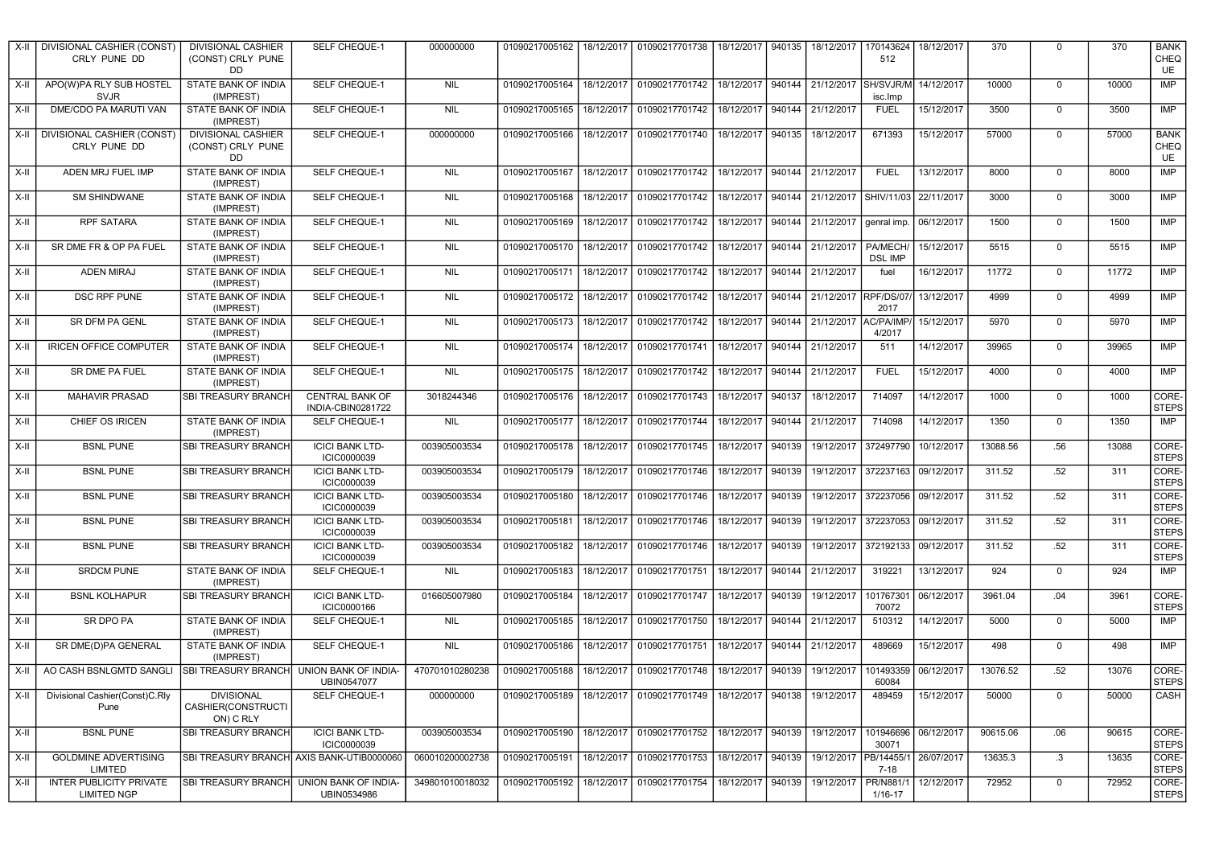| X-II | DIVISIONAL CASHIER (CONST) CRLY PUNE DD | DIVISIONAL CASHIER (CONST) CRLY PUNE DD | SELF CHEQUE-1 | 000000000 | 01090217005162 | 18/12/2017 | 01090217701738 | 18/12/2017 | 940135 | 18/12/2017 | 170143624512 | 18/12/2017 | 370 | 0 | 370 | BANK CHEQUE |
|---|---|---|---|---|---|---|---|---|---|---|---|---|---|---|---|---|
| X-II | APO(W)PA RLY SUB HOSTEL SVJR | STATE BANK OF INDIA (IMPREST) | SELF CHEQUE-1 | NIL | 01090217005164 | 18/12/2017 | 01090217701742 | 18/12/2017 | 940144 | 21/12/2017 | SH/SVJR/Misc.Imp | 14/12/2017 | 10000 | 0 | 10000 | IMP |
| X-II | DME/CDO PA MARUTI VAN | STATE BANK OF INDIA (IMPREST) | SELF CHEQUE-1 | NIL | 01090217005165 | 18/12/2017 | 01090217701742 | 18/12/2017 | 940144 | 21/12/2017 | FUEL | 15/12/2017 | 3500 | 0 | 3500 | IMP |
| X-II | DIVISIONAL CASHIER (CONST) CRLY PUNE DD | DIVISIONAL CASHIER (CONST) CRLY PUNE DD | SELF CHEQUE-1 | 000000000 | 01090217005166 | 18/12/2017 | 01090217701740 | 18/12/2017 | 940135 | 18/12/2017 | 671393 | 15/12/2017 | 57000 | 0 | 57000 | BANK CHEQUE |
| X-II | ADEN MRJ FUEL IMP | STATE BANK OF INDIA (IMPREST) | SELF CHEQUE-1 | NIL | 01090217005167 | 18/12/2017 | 01090217701742 | 18/12/2017 | 940144 | 21/12/2017 | FUEL | 13/12/2017 | 8000 | 0 | 8000 | IMP |
| X-II | SM SHINDWANE | STATE BANK OF INDIA (IMPREST) | SELF CHEQUE-1 | NIL | 01090217005168 | 18/12/2017 | 01090217701742 | 18/12/2017 | 940144 | 21/12/2017 | SHIV/11/03 | 22/11/2017 | 3000 | 0 | 3000 | IMP |
| X-II | RPF SATARA | STATE BANK OF INDIA (IMPREST) | SELF CHEQUE-1 | NIL | 01090217005169 | 18/12/2017 | 01090217701742 | 18/12/2017 | 940144 | 21/12/2017 | genral imp. | 06/12/2017 | 1500 | 0 | 1500 | IMP |
| X-II | SR DME FR & OP PA FUEL | STATE BANK OF INDIA (IMPREST) | SELF CHEQUE-1 | NIL | 01090217005170 | 18/12/2017 | 01090217701742 | 18/12/2017 | 940144 | 21/12/2017 | PA/MECH/DSL IMP | 15/12/2017 | 5515 | 0 | 5515 | IMP |
| X-II | ADEN MIRAJ | STATE BANK OF INDIA (IMPREST) | SELF CHEQUE-1 | NIL | 01090217005171 | 18/12/2017 | 01090217701742 | 18/12/2017 | 940144 | 21/12/2017 | fuel | 16/12/2017 | 11772 | 0 | 11772 | IMP |
| X-II | DSC RPF PUNE | STATE BANK OF INDIA (IMPREST) | SELF CHEQUE-1 | NIL | 01090217005172 | 18/12/2017 | 01090217701742 | 18/12/2017 | 940144 | 21/12/2017 | RPF/DS/07/2017 | 13/12/2017 | 4999 | 0 | 4999 | IMP |
| X-II | SR DFM PA GENL | STATE BANK OF INDIA (IMPREST) | SELF CHEQUE-1 | NIL | 01090217005173 | 18/12/2017 | 01090217701742 | 18/12/2017 | 940144 | 21/12/2017 | AC/PA/IMP/4/2017 | 15/12/2017 | 5970 | 0 | 5970 | IMP |
| X-II | IRICEN OFFICE COMPUTER | STATE BANK OF INDIA (IMPREST) | SELF CHEQUE-1 | NIL | 01090217005174 | 18/12/2017 | 01090217701741 | 18/12/2017 | 940144 | 21/12/2017 | 511 | 14/12/2017 | 39965 | 0 | 39965 | IMP |
| X-II | SR DME PA FUEL | STATE BANK OF INDIA (IMPREST) | SELF CHEQUE-1 | NIL | 01090217005175 | 18/12/2017 | 01090217701742 | 18/12/2017 | 940144 | 21/12/2017 | FUEL | 15/12/2017 | 4000 | 0 | 4000 | IMP |
| X-II | MAHAVIR PRASAD | SBI TREASURY BRANCH | CENTRAL BANK OF INDIA-CBIN0281722 | 3018244346 | 01090217005176 | 18/12/2017 | 01090217701743 | 18/12/2017 | 940137 | 18/12/2017 | 714097 | 14/12/2017 | 1000 | 0 | 1000 | CORE-STEPS |
| X-II | CHIEF OS IRICEN | STATE BANK OF INDIA (IMPREST) | SELF CHEQUE-1 | NIL | 01090217005177 | 18/12/2017 | 01090217701744 | 18/12/2017 | 940144 | 21/12/2017 | 714098 | 14/12/2017 | 1350 | 0 | 1350 | IMP |
| X-II | BSNL PUNE | SBI TREASURY BRANCH | ICICI BANK LTD-ICIC0000039 | 003905003534 | 01090217005178 | 18/12/2017 | 01090217701745 | 18/12/2017 | 940139 | 19/12/2017 | 372497790 | 10/12/2017 | 13088.56 | .56 | 13088 | CORE-STEPS |
| X-II | BSNL PUNE | SBI TREASURY BRANCH | ICICI BANK LTD-ICIC0000039 | 003905003534 | 01090217005179 | 18/12/2017 | 01090217701746 | 18/12/2017 | 940139 | 19/12/2017 | 372237163 | 09/12/2017 | 311.52 | .52 | 311 | CORE-STEPS |
| X-II | BSNL PUNE | SBI TREASURY BRANCH | ICICI BANK LTD-ICIC0000039 | 003905003534 | 01090217005180 | 18/12/2017 | 01090217701746 | 18/12/2017 | 940139 | 19/12/2017 | 372237056 | 09/12/2017 | 311.52 | .52 | 311 | CORE-STEPS |
| X-II | BSNL PUNE | SBI TREASURY BRANCH | ICICI BANK LTD-ICIC0000039 | 003905003534 | 01090217005181 | 18/12/2017 | 01090217701746 | 18/12/2017 | 940139 | 19/12/2017 | 372237053 | 09/12/2017 | 311.52 | .52 | 311 | CORE-STEPS |
| X-II | BSNL PUNE | SBI TREASURY BRANCH | ICICI BANK LTD-ICIC0000039 | 003905003534 | 01090217005182 | 18/12/2017 | 01090217701746 | 18/12/2017 | 940139 | 19/12/2017 | 372192133 | 09/12/2017 | 311.52 | .52 | 311 | CORE-STEPS |
| X-II | SRDCM PUNE | STATE BANK OF INDIA (IMPREST) | SELF CHEQUE-1 | NIL | 01090217005183 | 18/12/2017 | 01090217701751 | 18/12/2017 | 940144 | 21/12/2017 | 319221 | 13/12/2017 | 924 | 0 | 924 | IMP |
| X-II | BSNL KOLHAPUR | SBI TREASURY BRANCH | ICICI BANK LTD-ICIC0000166 | 016605007980 | 01090217005184 | 18/12/2017 | 01090217701747 | 18/12/2017 | 940139 | 19/12/2017 | 10176730170072 | 06/12/2017 | 3961.04 | .04 | 3961 | CORE-STEPS |
| X-II | SR DPO PA | STATE BANK OF INDIA (IMPREST) | SELF CHEQUE-1 | NIL | 01090217005185 | 18/12/2017 | 01090217701750 | 18/12/2017 | 940144 | 21/12/2017 | 510312 | 14/12/2017 | 5000 | 0 | 5000 | IMP |
| X-II | SR DME(D)PA GENERAL | STATE BANK OF INDIA (IMPREST) | SELF CHEQUE-1 | NIL | 01090217005186 | 18/12/2017 | 01090217701751 | 18/12/2017 | 940144 | 21/12/2017 | 489669 | 15/12/2017 | 498 | 0 | 498 | IMP |
| X-II | AO CASH BSNLGMTD SANGLI | SBI TREASURY BRANCH | UNION BANK OF INDIA-UBIN0547077 | 470701010280238 | 01090217005188 | 18/12/2017 | 01090217701748 | 18/12/2017 | 940139 | 19/12/2017 | 10149335960084 | 06/12/2017 | 13076.52 | .52 | 13076 | CORE-STEPS |
| X-II | Divisional Cashier(Const)C.Rly Pune | DIVISIONAL CASHIER(CONSTRUCTION) C RLY | SELF CHEQUE-1 | 000000000 | 01090217005189 | 18/12/2017 | 01090217701749 | 18/12/2017 | 940138 | 19/12/2017 | 489459 | 15/12/2017 | 50000 | 0 | 50000 | CASH |
| X-II | BSNL PUNE | SBI TREASURY BRANCH | ICICI BANK LTD-ICIC0000039 | 003905003534 | 01090217005190 | 18/12/2017 | 01090217701752 | 18/12/2017 | 940139 | 19/12/2017 | 10194669630071 | 06/12/2017 | 90615.06 | .06 | 90615 | CORE-STEPS |
| X-II | GOLDMINE ADVERTISING LIMITED | SBI TREASURY BRANCH | AXIS BANK-UTIB0000060 | 060010200002738 | 01090217005191 | 18/12/2017 | 01090217701753 | 18/12/2017 | 940139 | 19/12/2017 | PB/14455/17-18 | 26/07/2017 | 13635.3 | .3 | 13635 | CORE-STEPS |
| X-II | INTER PUBLICITY PRIVATE LIMITED NGP | SBI TREASURY BRANCH | UNION BANK OF INDIA-UBIN0534986 | 349801010018032 | 01090217005192 | 18/12/2017 | 01090217701754 | 18/12/2017 | 940139 | 19/12/2017 | PR/N881/11/16-17 | 12/12/2017 | 72952 | 0 | 72952 | CORE-STEPS |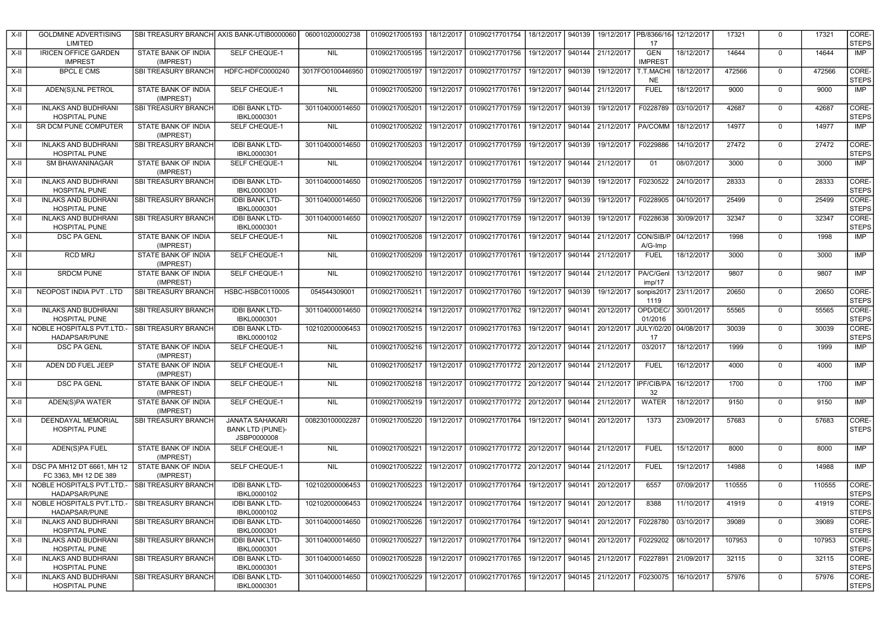| X-II | GOLDMINE ADVERTISING LIMITED | SBI TREASURY BRANCH | AXIS BANK-UTIB0000060 | 060010200002738 | 01090217005193 | 18/12/2017 | 01090217701754 | 18/12/2017 | 940139 | 19/12/2017 | PB/8366/16-17 | 12/12/2017 | 17321 | 0 | 17321 | CORE-STEPS |
|---|---|---|---|---|---|---|---|---|---|---|---|---|---|---|---|---|
| X-II | IRICEN OFFICE GARDEN IMPREST | STATE BANK OF INDIA (IMPREST) | SELF CHEQUE-1 | NIL | 01090217005195 | 19/12/2017 | 01090217701756 | 19/12/2017 | 940144 | 21/12/2017 | GEN IMPREST | 18/12/2017 | 14644 | 0 | 14644 | IMP |
| X-II | BPCL E CMS | SBI TREASURY BRANCH | HDFC-HDFC0000240 | 3017FO0100446950 | 01090217005197 | 19/12/2017 | 01090217701757 | 19/12/2017 | 940139 | 19/12/2017 | T.T.MACHINE | 18/12/2017 | 472566 | 0 | 472566 | CORE-STEPS |
| X-II | ADEN(S)LNL PETROL | STATE BANK OF INDIA (IMPREST) | SELF CHEQUE-1 | NIL | 01090217005200 | 19/12/2017 | 01090217701761 | 19/12/2017 | 940144 | 21/12/2017 | FUEL | 18/12/2017 | 9000 | 0 | 9000 | IMP |
| X-II | INLAKS AND BUDHRANI HOSPITAL PUNE | SBI TREASURY BRANCH | IDBI BANK LTD-IBKL0000301 | 301104000014650 | 01090217005201 | 19/12/2017 | 01090217701759 | 19/12/2017 | 940139 | 19/12/2017 | F0228789 | 03/10/2017 | 42687 | 0 | 42687 | CORE-STEPS |
| X-II | SR DCM PUNE COMPUTER | STATE BANK OF INDIA (IMPREST) | SELF CHEQUE-1 | NIL | 01090217005202 | 19/12/2017 | 01090217701761 | 19/12/2017 | 940144 | 21/12/2017 | PA/COMM | 18/12/2017 | 14977 | 0 | 14977 | IMP |
| X-II | INLAKS AND BUDHRANI HOSPITAL PUNE | SBI TREASURY BRANCH | IDBI BANK LTD-IBKL0000301 | 301104000014650 | 01090217005203 | 19/12/2017 | 01090217701759 | 19/12/2017 | 940139 | 19/12/2017 | F0229886 | 14/10/2017 | 27472 | 0 | 27472 | CORE-STEPS |
| X-II | SM BHAWANINAGAR | STATE BANK OF INDIA (IMPREST) | SELF CHEQUE-1 | NIL | 01090217005204 | 19/12/2017 | 01090217701761 | 19/12/2017 | 940144 | 21/12/2017 | 01 | 08/07/2017 | 3000 | 0 | 3000 | IMP |
| X-II | INLAKS AND BUDHRANI HOSPITAL PUNE | SBI TREASURY BRANCH | IDBI BANK LTD-IBKL0000301 | 301104000014650 | 01090217005205 | 19/12/2017 | 01090217701759 | 19/12/2017 | 940139 | 19/12/2017 | F0230522 | 24/10/2017 | 28333 | 0 | 28333 | CORE-STEPS |
| X-II | INLAKS AND BUDHRANI HOSPITAL PUNE | SBI TREASURY BRANCH | IDBI BANK LTD-IBKL0000301 | 301104000014650 | 01090217005206 | 19/12/2017 | 01090217701759 | 19/12/2017 | 940139 | 19/12/2017 | F0228905 | 04/10/2017 | 25499 | 0 | 25499 | CORE-STEPS |
| X-II | INLAKS AND BUDHRANI HOSPITAL PUNE | SBI TREASURY BRANCH | IDBI BANK LTD-IBKL0000301 | 301104000014650 | 01090217005207 | 19/12/2017 | 01090217701759 | 19/12/2017 | 940139 | 19/12/2017 | F0228638 | 30/09/2017 | 32347 | 0 | 32347 | CORE-STEPS |
| X-II | DSC PA GENL | STATE BANK OF INDIA (IMPREST) | SELF CHEQUE-1 | NIL | 01090217005208 | 19/12/2017 | 01090217701761 | 19/12/2017 | 940144 | 21/12/2017 | CON/SIB/P A/G-Imp | 04/12/2017 | 1998 | 0 | 1998 | IMP |
| X-II | RCD MRJ | STATE BANK OF INDIA (IMPREST) | SELF CHEQUE-1 | NIL | 01090217005209 | 19/12/2017 | 01090217701761 | 19/12/2017 | 940144 | 21/12/2017 | FUEL | 18/12/2017 | 3000 | 0 | 3000 | IMP |
| X-II | SRDCM PUNE | STATE BANK OF INDIA (IMPREST) | SELF CHEQUE-1 | NIL | 01090217005210 | 19/12/2017 | 01090217701761 | 19/12/2017 | 940144 | 21/12/2017 | PA/C/Genl imp/17 | 13/12/2017 | 9807 | 0 | 9807 | IMP |
| X-II | NEOPOST INDIA PVT . LTD | SBI TREASURY BRANCH | HSBC-HSBC0110005 | 054544309001 | 01090217005211 | 19/12/2017 | 01090217701760 | 19/12/2017 | 940139 | 19/12/2017 | sonpis2017 1119 | 23/11/2017 | 20650 | 0 | 20650 | CORE-STEPS |
| X-II | INLAKS AND BUDHRANI HOSPITAL PUNE | SBI TREASURY BRANCH | IDBI BANK LTD-IBKL0000301 | 301104000014650 | 01090217005214 | 19/12/2017 | 01090217701762 | 19/12/2017 | 940141 | 20/12/2017 | OPD/DEC/ 01/2016 | 30/01/2017 | 55565 | 0 | 55565 | CORE-STEPS |
| X-II | NOBLE HOSPITALS PVT.LTD.-HADAPSAR/PUNE | SBI TREASURY BRANCH | IDBI BANK LTD-IBKL0000102 | 102102000006453 | 01090217005215 | 19/12/2017 | 01090217701763 | 19/12/2017 | 940141 | 20/12/2017 | JULY/02/2017 | 04/08/2017 | 30039 | 0 | 30039 | CORE-STEPS |
| X-II | DSC PA GENL | STATE BANK OF INDIA (IMPREST) | SELF CHEQUE-1 | NIL | 01090217005216 | 19/12/2017 | 01090217701772 | 20/12/2017 | 940144 | 21/12/2017 | 03/2017 | 18/12/2017 | 1999 | 0 | 1999 | IMP |
| X-II | ADEN DD FUEL JEEP | STATE BANK OF INDIA (IMPREST) | SELF CHEQUE-1 | NIL | 01090217005217 | 19/12/2017 | 01090217701772 | 20/12/2017 | 940144 | 21/12/2017 | FUEL | 16/12/2017 | 4000 | 0 | 4000 | IMP |
| X-II | DSC PA GENL | STATE BANK OF INDIA (IMPREST) | SELF CHEQUE-1 | NIL | 01090217005218 | 19/12/2017 | 01090217701772 | 20/12/2017 | 940144 | 21/12/2017 | IPF/CIB/PA 32 | 16/12/2017 | 1700 | 0 | 1700 | IMP |
| X-II | ADEN(S)PA WATER | STATE BANK OF INDIA (IMPREST) | SELF CHEQUE-1 | NIL | 01090217005219 | 19/12/2017 | 01090217701772 | 20/12/2017 | 940144 | 21/12/2017 | WATER | 18/12/2017 | 9150 | 0 | 9150 | IMP |
| X-II | DEENDAYAL MEMORIAL HOSPITAL PUNE | SBI TREASURY BRANCH | JANATA SAHAKARI BANK LTD (PUNE)-JSBP0000008 | 008230100002287 | 01090217005220 | 19/12/2017 | 01090217701764 | 19/12/2017 | 940141 | 20/12/2017 | 1373 | 23/09/2017 | 57683 | 0 | 57683 | CORE-STEPS |
| X-II | ADEN(S)PA FUEL | STATE BANK OF INDIA (IMPREST) | SELF CHEQUE-1 | NIL | 01090217005221 | 19/12/2017 | 01090217701772 | 20/12/2017 | 940144 | 21/12/2017 | FUEL | 15/12/2017 | 8000 | 0 | 8000 | IMP |
| X-II | DSC PA MH12 DT 6661, MH 12 FC 3363, MH 12 DE 389 | STATE BANK OF INDIA (IMPREST) | SELF CHEQUE-1 | NIL | 01090217005222 | 19/12/2017 | 01090217701772 | 20/12/2017 | 940144 | 21/12/2017 | FUEL | 19/12/2017 | 14988 | 0 | 14988 | IMP |
| X-II | NOBLE HOSPITALS PVT.LTD.-HADAPSAR/PUNE | SBI TREASURY BRANCH | IDBI BANK LTD-IBKL0000102 | 102102000006453 | 01090217005223 | 19/12/2017 | 01090217701764 | 19/12/2017 | 940141 | 20/12/2017 | 6557 | 07/09/2017 | 110555 | 0 | 110555 | CORE-STEPS |
| X-II | NOBLE HOSPITALS PVT.LTD.-HADAPSAR/PUNE | SBI TREASURY BRANCH | IDBI BANK LTD-IBKL0000102 | 102102000006453 | 01090217005224 | 19/12/2017 | 01090217701764 | 19/12/2017 | 940141 | 20/12/2017 | 8388 | 11/10/2017 | 41919 | 0 | 41919 | CORE-STEPS |
| X-II | INLAKS AND BUDHRANI HOSPITAL PUNE | SBI TREASURY BRANCH | IDBI BANK LTD-IBKL0000301 | 301104000014650 | 01090217005226 | 19/12/2017 | 01090217701764 | 19/12/2017 | 940141 | 20/12/2017 | F0228780 | 03/10/2017 | 39089 | 0 | 39089 | CORE-STEPS |
| X-II | INLAKS AND BUDHRANI HOSPITAL PUNE | SBI TREASURY BRANCH | IDBI BANK LTD-IBKL0000301 | 301104000014650 | 01090217005227 | 19/12/2017 | 01090217701764 | 19/12/2017 | 940141 | 20/12/2017 | F0229202 | 08/10/2017 | 107953 | 0 | 107953 | CORE-STEPS |
| X-II | INLAKS AND BUDHRANI HOSPITAL PUNE | SBI TREASURY BRANCH | IDBI BANK LTD-IBKL0000301 | 301104000014650 | 01090217005228 | 19/12/2017 | 01090217701765 | 19/12/2017 | 940145 | 21/12/2017 | F0227891 | 21/09/2017 | 32115 | 0 | 32115 | CORE-STEPS |
| X-II | INLAKS AND BUDHRANI HOSPITAL PUNE | SBI TREASURY BRANCH | IDBI BANK LTD-IBKL0000301 | 301104000014650 | 01090217005229 | 19/12/2017 | 01090217701765 | 19/12/2017 | 940145 | 21/12/2017 | F0230075 | 16/10/2017 | 57976 | 0 | 57976 | CORE-STEPS |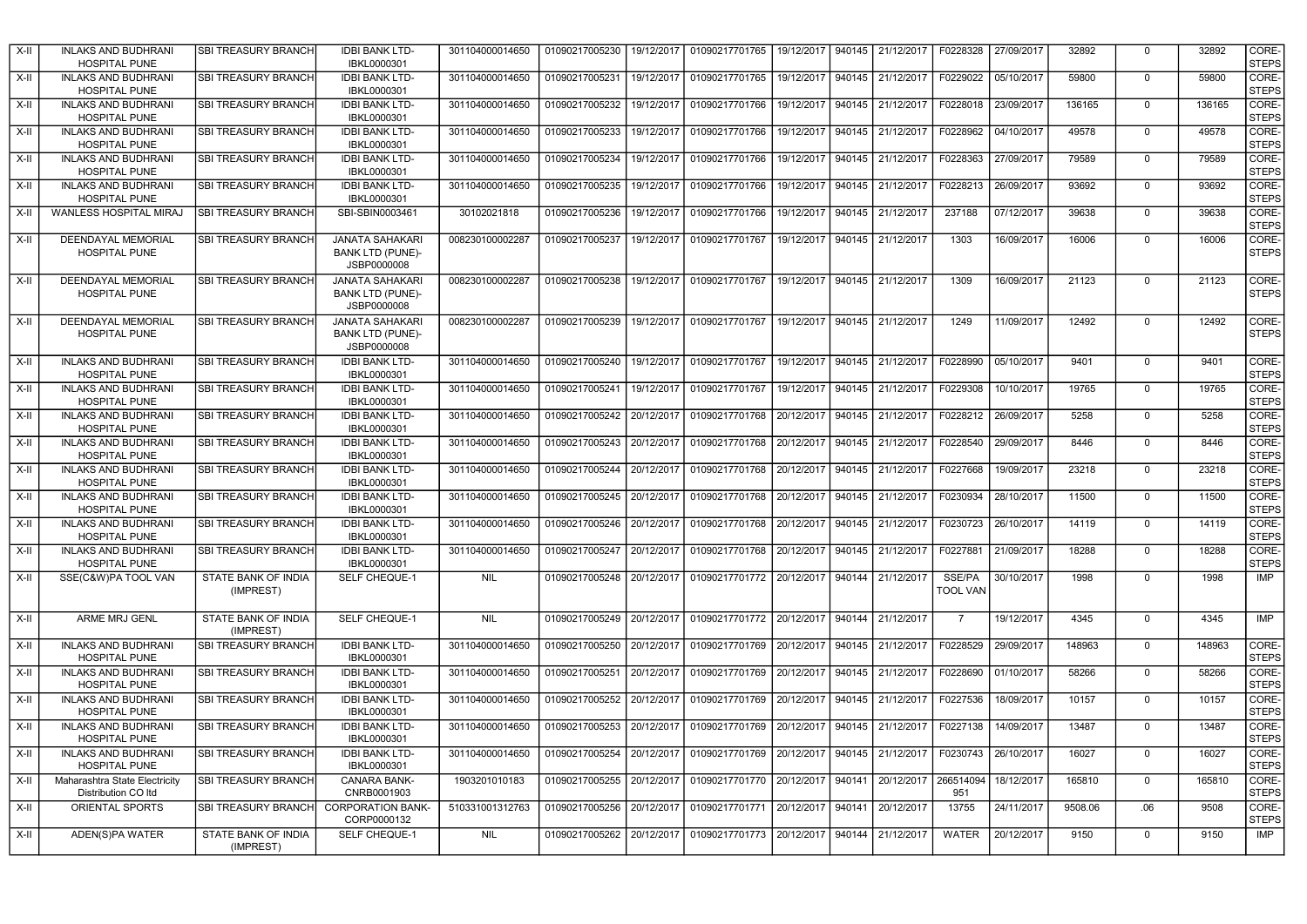| X-II | INLAKS AND BUDHRANI HOSPITAL PUNE | SBI TREASURY BRANCH | IDBI BANK LTD-IBKL0000301 | 301104000014650 | 01090217005230 | 19/12/2017 | 01090217701765 | 19/12/2017 | 940145 | 21/12/2017 | F0228328 | 27/09/2017 | 32892 | 0 | 32892 | CORE-STEPS |
|---|---|---|---|---|---|---|---|---|---|---|---|---|---|---|---|---|
| X-II | INLAKS AND BUDHRANI HOSPITAL PUNE | SBI TREASURY BRANCH | IDBI BANK LTD-IBKL0000301 | 301104000014650 | 01090217005231 | 19/12/2017 | 01090217701765 | 19/12/2017 | 940145 | 21/12/2017 | F0229022 | 05/10/2017 | 59800 | 0 | 59800 | CORE-STEPS |
| X-II | INLAKS AND BUDHRANI HOSPITAL PUNE | SBI TREASURY BRANCH | IDBI BANK LTD-IBKL0000301 | 301104000014650 | 01090217005232 | 19/12/2017 | 01090217701766 | 19/12/2017 | 940145 | 21/12/2017 | F0228018 | 23/09/2017 | 136165 | 0 | 136165 | CORE-STEPS |
| X-II | INLAKS AND BUDHRANI HOSPITAL PUNE | SBI TREASURY BRANCH | IDBI BANK LTD-IBKL0000301 | 301104000014650 | 01090217005233 | 19/12/2017 | 01090217701766 | 19/12/2017 | 940145 | 21/12/2017 | F0228962 | 04/10/2017 | 49578 | 0 | 49578 | CORE-STEPS |
| X-II | INLAKS AND BUDHRANI HOSPITAL PUNE | SBI TREASURY BRANCH | IDBI BANK LTD-IBKL0000301 | 301104000014650 | 01090217005234 | 19/12/2017 | 01090217701766 | 19/12/2017 | 940145 | 21/12/2017 | F0228363 | 27/09/2017 | 79589 | 0 | 79589 | CORE-STEPS |
| X-II | INLAKS AND BUDHRANI HOSPITAL PUNE | SBI TREASURY BRANCH | IDBI BANK LTD-IBKL0000301 | 301104000014650 | 01090217005235 | 19/12/2017 | 01090217701766 | 19/12/2017 | 940145 | 21/12/2017 | F0228213 | 26/09/2017 | 93692 | 0 | 93692 | CORE-STEPS |
| X-II | WANLESS HOSPITAL MIRAJ | SBI TREASURY BRANCH | SBI-SBIN0003461 | 30102021818 | 01090217005236 | 19/12/2017 | 01090217701766 | 19/12/2017 | 940145 | 21/12/2017 | 237188 | 07/12/2017 | 39638 | 0 | 39638 | CORE-STEPS |
| X-II | DEENDAYAL MEMORIAL HOSPITAL PUNE | SBI TREASURY BRANCH | JANATA SAHAKARI BANK LTD (PUNE)-JSBP0000008 | 008230100002287 | 01090217005237 | 19/12/2017 | 01090217701767 | 19/12/2017 | 940145 | 21/12/2017 | 1303 | 16/09/2017 | 16006 | 0 | 16006 | CORE-STEPS |
| X-II | DEENDAYAL MEMORIAL HOSPITAL PUNE | SBI TREASURY BRANCH | JANATA SAHAKARI BANK LTD (PUNE)-JSBP0000008 | 008230100002287 | 01090217005238 | 19/12/2017 | 01090217701767 | 19/12/2017 | 940145 | 21/12/2017 | 1309 | 16/09/2017 | 21123 | 0 | 21123 | CORE-STEPS |
| X-II | DEENDAYAL MEMORIAL HOSPITAL PUNE | SBI TREASURY BRANCH | JANATA SAHAKARI BANK LTD (PUNE)-JSBP0000008 | 008230100002287 | 01090217005239 | 19/12/2017 | 01090217701767 | 19/12/2017 | 940145 | 21/12/2017 | 1249 | 11/09/2017 | 12492 | 0 | 12492 | CORE-STEPS |
| X-II | INLAKS AND BUDHRANI HOSPITAL PUNE | SBI TREASURY BRANCH | IDBI BANK LTD-IBKL0000301 | 301104000014650 | 01090217005240 | 19/12/2017 | 01090217701767 | 19/12/2017 | 940145 | 21/12/2017 | F0228990 | 05/10/2017 | 9401 | 0 | 9401 | CORE-STEPS |
| X-II | INLAKS AND BUDHRANI HOSPITAL PUNE | SBI TREASURY BRANCH | IDBI BANK LTD-IBKL0000301 | 301104000014650 | 01090217005241 | 19/12/2017 | 01090217701767 | 19/12/2017 | 940145 | 21/12/2017 | F0229308 | 10/10/2017 | 19765 | 0 | 19765 | CORE-STEPS |
| X-II | INLAKS AND BUDHRANI HOSPITAL PUNE | SBI TREASURY BRANCH | IDBI BANK LTD-IBKL0000301 | 301104000014650 | 01090217005242 | 20/12/2017 | 01090217701768 | 20/12/2017 | 940145 | 21/12/2017 | F0228212 | 26/09/2017 | 5258 | 0 | 5258 | CORE-STEPS |
| X-II | INLAKS AND BUDHRANI HOSPITAL PUNE | SBI TREASURY BRANCH | IDBI BANK LTD-IBKL0000301 | 301104000014650 | 01090217005243 | 20/12/2017 | 01090217701768 | 20/12/2017 | 940145 | 21/12/2017 | F0228540 | 29/09/2017 | 8446 | 0 | 8446 | CORE-STEPS |
| X-II | INLAKS AND BUDHRANI HOSPITAL PUNE | SBI TREASURY BRANCH | IDBI BANK LTD-IBKL0000301 | 301104000014650 | 01090217005244 | 20/12/2017 | 01090217701768 | 20/12/2017 | 940145 | 21/12/2017 | F0227668 | 19/09/2017 | 23218 | 0 | 23218 | CORE-STEPS |
| X-II | INLAKS AND BUDHRANI HOSPITAL PUNE | SBI TREASURY BRANCH | IDBI BANK LTD-IBKL0000301 | 301104000014650 | 01090217005245 | 20/12/2017 | 01090217701768 | 20/12/2017 | 940145 | 21/12/2017 | F0230934 | 28/10/2017 | 11500 | 0 | 11500 | CORE-STEPS |
| X-II | INLAKS AND BUDHRANI HOSPITAL PUNE | SBI TREASURY BRANCH | IDBI BANK LTD-IBKL0000301 | 301104000014650 | 01090217005246 | 20/12/2017 | 01090217701768 | 20/12/2017 | 940145 | 21/12/2017 | F0230723 | 26/10/2017 | 14119 | 0 | 14119 | CORE-STEPS |
| X-II | INLAKS AND BUDHRANI HOSPITAL PUNE | SBI TREASURY BRANCH | IDBI BANK LTD-IBKL0000301 | 301104000014650 | 01090217005247 | 20/12/2017 | 01090217701768 | 20/12/2017 | 940145 | 21/12/2017 | F0227881 | 21/09/2017 | 18288 | 0 | 18288 | CORE-STEPS |
| X-II | SSE(C&W)PA TOOL VAN | STATE BANK OF INDIA (IMPREST) | SELF CHEQUE-1 | NIL | 01090217005248 | 20/12/2017 | 01090217701772 | 20/12/2017 | 940144 | 21/12/2017 | SSE/PA TOOL VAN | 30/10/2017 | 1998 | 0 | 1998 | IMP |
| X-II | ARME MRJ GENL | STATE BANK OF INDIA (IMPREST) | SELF CHEQUE-1 | NIL | 01090217005249 | 20/12/2017 | 01090217701772 | 20/12/2017 | 940144 | 21/12/2017 | 7 | 19/12/2017 | 4345 | 0 | 4345 | IMP |
| X-II | INLAKS AND BUDHRANI HOSPITAL PUNE | SBI TREASURY BRANCH | IDBI BANK LTD-IBKL0000301 | 301104000014650 | 01090217005250 | 20/12/2017 | 01090217701769 | 20/12/2017 | 940145 | 21/12/2017 | F0228529 | 29/09/2017 | 148963 | 0 | 148963 | CORE-STEPS |
| X-II | INLAKS AND BUDHRANI HOSPITAL PUNE | SBI TREASURY BRANCH | IDBI BANK LTD-IBKL0000301 | 301104000014650 | 01090217005251 | 20/12/2017 | 01090217701769 | 20/12/2017 | 940145 | 21/12/2017 | F0228690 | 01/10/2017 | 58266 | 0 | 58266 | CORE-STEPS |
| X-II | INLAKS AND BUDHRANI HOSPITAL PUNE | SBI TREASURY BRANCH | IDBI BANK LTD-IBKL0000301 | 301104000014650 | 01090217005252 | 20/12/2017 | 01090217701769 | 20/12/2017 | 940145 | 21/12/2017 | F0227536 | 18/09/2017 | 10157 | 0 | 10157 | CORE-STEPS |
| X-II | INLAKS AND BUDHRANI HOSPITAL PUNE | SBI TREASURY BRANCH | IDBI BANK LTD-IBKL0000301 | 301104000014650 | 01090217005253 | 20/12/2017 | 01090217701769 | 20/12/2017 | 940145 | 21/12/2017 | F0227138 | 14/09/2017 | 13487 | 0 | 13487 | CORE-STEPS |
| X-II | INLAKS AND BUDHRANI HOSPITAL PUNE | SBI TREASURY BRANCH | IDBI BANK LTD-IBKL0000301 | 301104000014650 | 01090217005254 | 20/12/2017 | 01090217701769 | 20/12/2017 | 940145 | 21/12/2017 | F0230743 | 26/10/2017 | 16027 | 0 | 16027 | CORE-STEPS |
| X-II | Maharashtra State Electricity Distribution CO ltd | SBI TREASURY BRANCH | CANARA BANK-CNRB0001903 | 1903201010183 | 01090217005255 | 20/12/2017 | 01090217701770 | 20/12/2017 | 940141 | 20/12/2017 | 266514094951 | 18/12/2017 | 165810 | 0 | 165810 | CORE-STEPS |
| X-II | ORIENTAL SPORTS | SBI TREASURY BRANCH | CORPORATION BANK-CORP0000132 | 510331001312763 | 01090217005256 | 20/12/2017 | 01090217701771 | 20/12/2017 | 940141 | 20/12/2017 | 13755 | 24/11/2017 | 9508.06 | .06 | 9508 | CORE-STEPS |
| X-II | ADEN(S)PA WATER | STATE BANK OF INDIA (IMPREST) | SELF CHEQUE-1 | NIL | 01090217005262 | 20/12/2017 | 01090217701773 | 20/12/2017 | 940144 | 21/12/2017 | WATER | 20/12/2017 | 9150 | 0 | 9150 | IMP |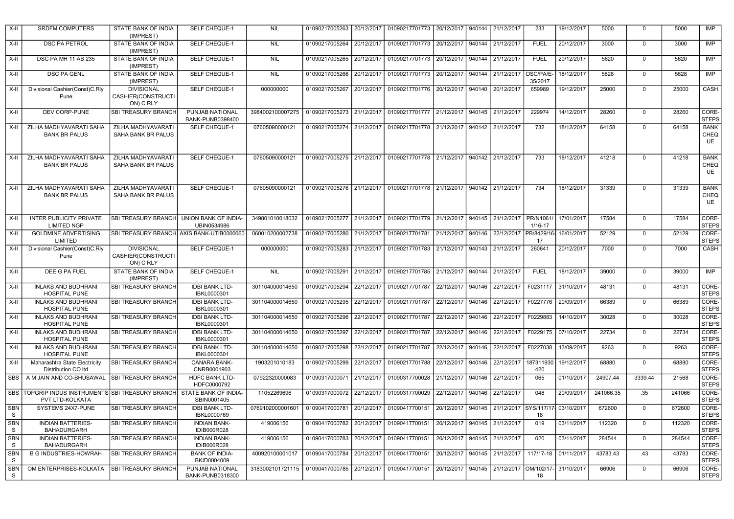| X-II | SRDFM COMPUTERS | STATE BANK OF INDIA (IMPREST) | SELF CHEQUE-1 | NIL | 01090217005263 | 20/12/2017 | 01090217701773 | 20/12/2017 | 940144 | 21/12/2017 | 233 | 19/12/2017 | 5000 | 0 | 5000 | IMP |
|---|---|---|---|---|---|---|---|---|---|---|---|---|---|---|---|---|
| X-II | DSC PA PETROL | STATE BANK OF INDIA (IMPREST) | SELF CHEQUE-1 | NIL | 01090217005264 | 20/12/2017 | 01090217701773 | 20/12/2017 | 940144 | 21/12/2017 | FUEL | 20/12/2017 | 3000 | 0 | 3000 | IMP |
| X-II | DSC PA MH 11 AB 235 | STATE BANK OF INDIA (IMPREST) | SELF CHEQUE-1 | NIL | 01090217005265 | 20/12/2017 | 01090217701773 | 20/12/2017 | 940144 | 21/12/2017 | FUEL | 20/12/2017 | 5620 | 0 | 5620 | IMP |
| X-II | DSC PA GENL | STATE BANK OF INDIA (IMPREST) | SELF CHEQUE-1 | NIL | 01090217005266 | 20/12/2017 | 01090217701773 | 20/12/2017 | 940144 | 21/12/2017 | DSC/PA/E-35/2017 | 18/12/2017 | 5828 | 0 | 5828 | IMP |
| X-II | Divisional Cashier(Const)C.Rly Pune | DIVISIONAL CASHIER(CONSTRUCTION) C RLY | SELF CHEQUE-1 | 000000000 | 01090217005267 | 20/12/2017 | 01090217701776 | 20/12/2017 | 940140 | 20/12/2017 | 659989 | 19/12/2017 | 25000 | 0 | 25000 | CASH |
| X-II | DEV CORP-PUNE | SBI TREASURY BRANCH | PUNJAB NATIONAL BANK-PUNB0398400 | 3984002100007275 | 01090217005273 | 21/12/2017 | 01090217701777 | 21/12/2017 | 940145 | 21/12/2017 | 229974 | 14/12/2017 | 28260 | 0 | 28260 | CORE-STEPS |
| X-II | ZILHA MADHYAVARATI SAHA BANK BR PALUS | ZILHA MADHYAVARATI SAHA BANK BR PALUS | SELF CHEQUE-1 | 07605090000121 | 01090217005274 | 21/12/2017 | 01090217701778 | 21/12/2017 | 940142 | 21/12/2017 | 732 | 18/12/2017 | 64158 | 0 | 64158 | BANK CHEQUE |
| X-II | ZILHA MADHYAVARATI SAHA BANK BR PALUS | ZILHA MADHYAVARATI SAHA BANK BR PALUS | SELF CHEQUE-1 | 07605090000121 | 01090217005275 | 21/12/2017 | 01090217701778 | 21/12/2017 | 940142 | 21/12/2017 | 733 | 18/12/2017 | 41218 | 0 | 41218 | BANK CHEQUE |
| X-II | ZILHA MADHYAVARATI SAHA BANK BR PALUS | ZILHA MADHYAVARATI SAHA BANK BR PALUS | SELF CHEQUE-1 | 07605090000121 | 01090217005276 | 21/12/2017 | 01090217701778 | 21/12/2017 | 940142 | 21/12/2017 | 734 | 18/12/2017 | 31339 | 0 | 31339 | BANK CHEQUE |
| X-II | INTER PUBLICITY PRIVATE LIMITED NGP | SBI TREASURY BRANCH | UNION BANK OF INDIA-UBIN0534986 | 349801010018032 | 01090217005277 | 21/12/2017 | 01090217701779 | 21/12/2017 | 940145 | 21/12/2017 | PR/N1061/1/16-17 | 17/01/2017 | 17584 | 0 | 17584 | CORE-STEPS |
| X-II | GOLDMINE ADVERTISING LIMITED | SBI TREASURY BRANCH | AXIS BANK-UTIB0000060 | 060010200002738 | 01090217005280 | 21/12/2017 | 01090217701781 | 21/12/2017 | 940146 | 22/12/2017 | PB/8429/16-17 | 16/01/2017 | 52129 | 0 | 52129 | CORE-STEPS |
| X-II | Divisional Cashier(Const)C.Rly Pune | DIVISIONAL CASHIER(CONSTRUCTION) C RLY | SELF CHEQUE-1 | 000000000 | 01090217005283 | 21/12/2017 | 01090217701783 | 21/12/2017 | 940143 | 21/12/2017 | 260641 | 20/12/2017 | 7000 | 0 | 7000 | CASH |
| X-II | DEE G PA FUEL | STATE BANK OF INDIA (IMPREST) | SELF CHEQUE-1 | NIL | 01090217005291 | 21/12/2017 | 01090217701785 | 21/12/2017 | 940144 | 21/12/2017 | FUEL | 18/12/2017 | 39000 | 0 | 39000 | IMP |
| X-II | INLAKS AND BUDHRANI HOSPITAL PUNE | SBI TREASURY BRANCH | IDBI BANK LTD-IBKL0000301 | 301104000014650 | 01090217005294 | 22/12/2017 | 01090217701787 | 22/12/2017 | 940146 | 22/12/2017 | F0231117 | 31/10/2017 | 48131 | 0 | 48131 | CORE-STEPS |
| X-II | INLAKS AND BUDHRANI HOSPITAL PUNE | SBI TREASURY BRANCH | IDBI BANK LTD-IBKL0000301 | 301104000014650 | 01090217005295 | 22/12/2017 | 01090217701787 | 22/12/2017 | 940146 | 22/12/2017 | F0227776 | 20/09/2017 | 66389 | 0 | 66389 | CORE-STEPS |
| X-II | INLAKS AND BUDHRANI HOSPITAL PUNE | SBI TREASURY BRANCH | IDBI BANK LTD-IBKL0000301 | 301104000014650 | 01090217005296 | 22/12/2017 | 01090217701787 | 22/12/2017 | 940146 | 22/12/2017 | F0229883 | 14/10/2017 | 30028 | 0 | 30028 | CORE-STEPS |
| X-II | INLAKS AND BUDHRANI HOSPITAL PUNE | SBI TREASURY BRANCH | IDBI BANK LTD-IBKL0000301 | 301104000014650 | 01090217005297 | 22/12/2017 | 01090217701787 | 22/12/2017 | 940146 | 22/12/2017 | F0229175 | 07/10/2017 | 22734 | 0 | 22734 | CORE-STEPS |
| X-II | INLAKS AND BUDHRANI HOSPITAL PUNE | SBI TREASURY BRANCH | IDBI BANK LTD-IBKL0000301 | 301104000014650 | 01090217005298 | 22/12/2017 | 01090217701787 | 22/12/2017 | 940146 | 22/12/2017 | F0227038 | 13/09/2017 | 9263 | 0 | 9263 | CORE-STEPS |
| X-II | Maharashtra State Electricity Distribution CO ltd | SBI TREASURY BRANCH | CANARA BANK-CNRB0001903 | 1903201010183 | 01090217005299 | 22/12/2017 | 01090217701788 | 22/12/2017 | 940146 | 22/12/2017 | 187311930420 | 19/12/2017 | 68880 | 0 | 68880 | CORE-STEPS |
| SBS | A M JAIN AND CO-BHUSAWAL | SBI TREASURY BRANCH | HDFC BANK LTD-HDFC0000792 | 07922320000083 | 01090317000071 | 21/12/2017 | 01090317700028 | 21/12/2017 | 940146 | 22/12/2017 | 065 | 01/10/2017 | 24907.44 | 3339.44 | 21568 | CORE-STEPS |
| SBS | TOPGRIP INDUS INSTRUMENTS PVT LTD-KOLKATA | SBI TREASURY BRANCH | STATE BANK OF INDIA-SBIN0001405 | 11052269696 | 01090317000072 | 22/12/2017 | 01090317700029 | 22/12/2017 | 940146 | 22/12/2017 | 048 | 20/09/2017 | 241066.35 | .35 | 241066 | CORE-STEPS |
| SBNS | SYSTEMS 24X7-PUNE | SBI TREASURY BRANCH | IDBI BANK LTD-IBKL0000769 | 0769102000001601 | 01090417000781 | 20/12/2017 | 01090417700151 | 20/12/2017 | 940145 | 21/12/2017 | SYS/117/17-18 | 03/10/2017 | 672600 | 0 | 672600 | CORE-STEPS |
| SBNS | INDIAN BATTERIES-BAHADURGARH | SBI TREASURY BRANCH | INDIAN BANK-IDIB000R028 | 419006156 | 01090417000782 | 20/12/2017 | 01090417700151 | 20/12/2017 | 940145 | 21/12/2017 | 019 | 03/11/2017 | 112320 | 0 | 112320 | CORE-STEPS |
| SBNS | INDIAN BATTERIES-BAHADURGARH | SBI TREASURY BRANCH | INDIAN BANK-IDIB000R028 | 419006156 | 01090417000783 | 20/12/2017 | 01090417700151 | 20/12/2017 | 940145 | 21/12/2017 | 020 | 03/11/2017 | 284544 | 0 | 284544 | CORE-STEPS |
| SBNS | B G INDUSTRIES-HOWRAH | SBI TREASURY BRANCH | BANK OF INDIA-BKID0004009 | 400920100001017 | 01090417000784 | 20/12/2017 | 01090417700151 | 20/12/2017 | 940145 | 21/12/2017 | 117/17-18 | 01/11/2017 | 43783.43 | .43 | 43783 | CORE-STEPS |
| SBNS | OM ENTERPRISES-KOLKATA | SBI TREASURY BRANCH | PUNJAB NATIONAL BANK-PUNB0318300 | 3183002101721115 | 01090417000785 | 20/12/2017 | 01090417700151 | 20/12/2017 | 940145 | 21/12/2017 | OM/102/17-18 | 31/10/2017 | 66906 | 0 | 66906 | CORE-STEPS |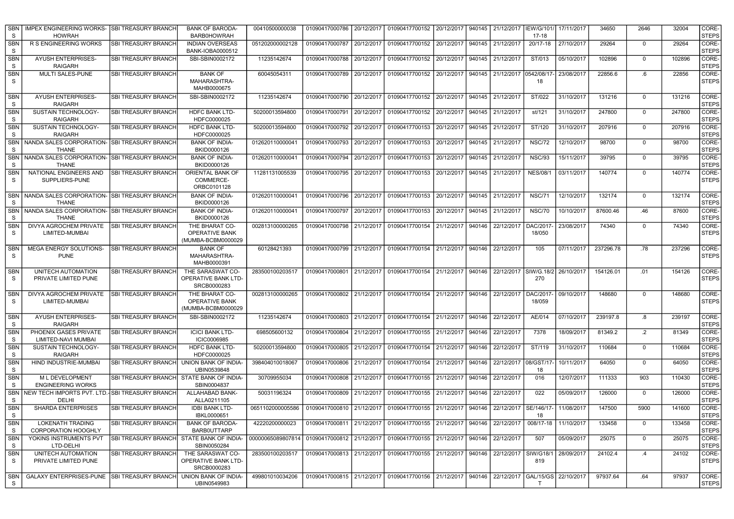| SBNS | IMPEX ENGINEERING WORKS-HOWRAH | SBI TREASURY BRANCH | BANK OF BARODA-BARB0HOWRAH | 00410500000038 | 01090417000786 | 20/12/2017 | 01090417700152 | 20/12/2017 | 940145 | 21/12/2017 | IEW/G/101/17-18 | 17/11/2017 | 34650 | 2646 | 32004 | CORE-STEPS |
|---|---|---|---|---|---|---|---|---|---|---|---|---|---|---|---|---|
| SBNS | R S ENGINEERING WORKS | SBI TREASURY BRANCH | INDIAN OVERSEAS BANK-IOBA0000512 | 051202000002128 | 01090417000787 | 20/12/2017 | 01090417700152 | 20/12/2017 | 940145 | 21/12/2017 | 20/17-18 | 27/10/2017 | 29264 | 0 | 29264 | CORE-STEPS |
| SBNS | AYUSH ENTERPRISES-RAIGARH | SBI TREASURY BRANCH | SBI-SBIN0002172 | 11235142674 | 01090417000788 | 20/12/2017 | 01090417700152 | 20/12/2017 | 940145 | 21/12/2017 | ST/013 | 05/10/2017 | 102896 | 0 | 102896 | CORE-STEPS |
| SBNS | MULTI SALES-PUNE | SBI TREASURY BRANCH | BANK OF MAHARASHTRA-MAHB0000675 | 60045054311 | 01090417000789 | 20/12/2017 | 01090417700152 | 20/12/2017 | 940145 | 21/12/2017 | 0542/08/17-18 | 23/08/2017 | 22856.6 | .6 | 22856 | CORE-STEPS |
| SBNS | AYUSH ENTERPRISES-RAIGARH | SBI TREASURY BRANCH | SBI-SBIN0002172 | 11235142674 | 01090417000790 | 20/12/2017 | 01090417700152 | 20/12/2017 | 940145 | 21/12/2017 | ST/022 | 31/10/2017 | 131216 | 0 | 131216 | CORE-STEPS |
| SBNS | SUSTAIN TECHNOLOGY-RAIGARH | SBI TREASURY BRANCH | HDFC BANK LTD-HDFC0000025 | 50200013594800 | 01090417000791 | 20/12/2017 | 01090417700152 | 20/12/2017 | 940145 | 21/12/2017 | st/121 | 31/10/2017 | 247800 | 0 | 247800 | CORE-STEPS |
| SBNS | SUSTAIN TECHNOLOGY-RAIGARH | SBI TREASURY BRANCH | HDFC BANK LTD-HDFC0000025 | 50200013594800 | 01090417000792 | 20/12/2017 | 01090417700153 | 20/12/2017 | 940145 | 21/12/2017 | ST/120 | 31/10/2017 | 207916 | 0 | 207916 | CORE-STEPS |
| SBNS | NANDA SALES CORPORATION-THANE | SBI TREASURY BRANCH | BANK OF INDIA-BKID0000126 | 012620110000041 | 01090417000793 | 20/12/2017 | 01090417700153 | 20/12/2017 | 940145 | 21/12/2017 | NSC/72 | 12/10/2017 | 98700 | 0 | 98700 | CORE-STEPS |
| SBNS | NANDA SALES CORPORATION-THANE | SBI TREASURY BRANCH | BANK OF INDIA-BKID0000126 | 012620110000041 | 01090417000794 | 20/12/2017 | 01090417700153 | 20/12/2017 | 940145 | 21/12/2017 | NSC/93 | 15/11/2017 | 39795 | 0 | 39795 | CORE-STEPS |
| SBNS | NATIONAL ENGINEERS AND SUPPLIERS-PUNE | SBI TREASURY BRANCH | ORIENTAL BANK OF COMMERCE-ORBC0101128 | 11281131005539 | 01090417000795 | 20/12/2017 | 01090417700153 | 20/12/2017 | 940145 | 21/12/2017 | NES/08/1 | 03/11/2017 | 140774 | 0 | 140774 | CORE-STEPS |
| SBNS | NANDA SALES CORPORATION-THANE | SBI TREASURY BRANCH | BANK OF INDIA-BKID0000126 | 012620110000041 | 01090417000796 | 20/12/2017 | 01090417700153 | 20/12/2017 | 940145 | 21/12/2017 | NSC/71 | 12/10/2017 | 132174 | 0 | 132174 | CORE-STEPS |
| SBNS | NANDA SALES CORPORATION-THANE | SBI TREASURY BRANCH | BANK OF INDIA-BKID0000126 | 012620110000041 | 01090417000797 | 20/12/2017 | 01090417700153 | 20/12/2017 | 940145 | 21/12/2017 | NSC/70 | 10/10/2017 | 87600.46 | .46 | 87600 | CORE-STEPS |
| SBNS | DIVYA AGROCHEM PRIVATE LIMITED-MUMBAI | SBI TREASURY BRANCH | THE BHARAT CO-OPERATIVE BANK (MUMBA-BCBM0000029 | 002813100000265 | 01090417000798 | 21/12/2017 | 01090417700154 | 21/12/2017 | 940146 | 22/12/2017 | DAC/2017-18/050 | 23/08/2017 | 74340 | 0 | 74340 | CORE-STEPS |
| SBNS | MEGA ENERGY SOLUTIONS-PUNE | SBI TREASURY BRANCH | BANK OF MAHARASHTRA-MAHB0000391 | 60128421393 | 01090417000799 | 21/12/2017 | 01090417700154 | 21/12/2017 | 940146 | 22/12/2017 | 105 | 07/11/2017 | 237296.78 | .78 | 237296 | CORE-STEPS |
| SBNS | UNITECH AUTOMATION PRIVATE LIMITED PUNE | SBI TREASURY BRANCH | THE SARASWAT CO-OPERATIVE BANK LTD-SRCB0000283 | 283500100203517 | 01090417000801 | 21/12/2017 | 01090417700154 | 21/12/2017 | 940146 | 22/12/2017 | SIW/G.18/2270 | 26/10/2017 | 154126.01 | .01 | 154126 | CORE-STEPS |
| SBNS | DIVYA AGROCHEM PRIVATE LIMITED-MUMBAI | SBI TREASURY BRANCH | THE BHARAT CO-OPERATIVE BANK (MUMBA-BCBM0000029 | 002813100000265 | 01090417000802 | 21/12/2017 | 01090417700154 | 21/12/2017 | 940146 | 22/12/2017 | DAC/2017-18/059 | 09/10/2017 | 148680 | 0 | 148680 | CORE-STEPS |
| SBNS | AYUSH ENTERPRISES-RAIGARH | SBI TREASURY BRANCH | SBI-SBIN0002172 | 11235142674 | 01090417000803 | 21/12/2017 | 01090417700154 | 21/12/2017 | 940146 | 22/12/2017 | AE/014 | 07/10/2017 | 239197.8 | .8 | 239197 | CORE-STEPS |
| SBNS | PHOENIX GASES PRIVATE LIMITED-NAVI MUMBAI | SBI TREASURY BRANCH | ICICI BANK LTD-ICIC0006985 | 698505600132 | 01090417000804 | 21/12/2017 | 01090417700155 | 21/12/2017 | 940146 | 22/12/2017 | 7378 | 18/09/2017 | 81349.2 | .2 | 81349 | CORE-STEPS |
| SBNS | SUSTAIN TECHNOLOGY-RAIGARH | SBI TREASURY BRANCH | HDFC BANK LTD-HDFC0000025 | 50200013594800 | 01090417000805 | 21/12/2017 | 01090417700154 | 21/12/2017 | 940146 | 22/12/2017 | ST/119 | 31/10/2017 | 110684 | 0 | 110684 | CORE-STEPS |
| SBNS | HIND INDUSTRIE-MUMBAI | SBI TREASURY BRANCH | UNION BANK OF INDIA-UBIN0539848 | 398404010018067 | 01090417000806 | 21/12/2017 | 01090417700154 | 21/12/2017 | 940146 | 22/12/2017 | 08/GST/17-18 | 10/11/2017 | 64050 | 0 | 64050 | CORE-STEPS |
| SBNS | M L DEVELOPMENT ENGINEERING WORKS | SBI TREASURY BRANCH | STATE BANK OF INDIA-SBIN0004837 | 30709955034 | 01090417000808 | 21/12/2017 | 01090417700155 | 21/12/2017 | 940146 | 22/12/2017 | 016 | 12/07/2017 | 111333 | 903 | 110430 | CORE-STEPS |
| SBNS | NEW TECH IMPORTS PVT. LTD.-DELHI | SBI TREASURY BRANCH | ALLAHABAD BANK-ALLA0211105 | 50031196324 | 01090417000809 | 21/12/2017 | 01090417700155 | 21/12/2017 | 940146 | 22/12/2017 | 022 | 05/09/2017 | 126000 | 0 | 126000 | CORE-STEPS |
| SBNS | SHARDA ENTERPRISES | SBI TREASURY BRANCH | IDBI BANK LTD-IBKL0000651 | 0651102000005586 | 01090417000810 | 21/12/2017 | 01090417700155 | 21/12/2017 | 940146 | 22/12/2017 | SE/146/17-18 | 11/08/2017 | 147500 | 5900 | 141600 | CORE-STEPS |
| SBNS | LOKENATH TRADING CORPORATION HOOGHLY | SBI TREASURY BRANCH | BANK OF BARODA-BARB0UTTARP | 42220200000023 | 01090417000811 | 21/12/2017 | 01090417700155 | 21/12/2017 | 940146 | 22/12/2017 | 008/17-18 | 11/10/2017 | 133458 | 0 | 133458 | CORE-STEPS |
| SBNS | YOKINS INSTRUMENTS PVT LTD-DELHI | SBI TREASURY BRANCH | STATE BANK OF INDIA-SBIN0050284 | 00000065089807814 | 01090417000812 | 21/12/2017 | 01090417700155 | 21/12/2017 | 940146 | 22/12/2017 | 507 | 05/09/2017 | 25075 | 0 | 25075 | CORE-STEPS |
| SBNS | UNITECH AUTOMATION PRIVATE LIMITED PUNE | SBI TREASURY BRANCH | THE SARASWAT CO-OPERATIVE BANK LTD-SRCB0000283 | 283500100203517 | 01090417000813 | 21/12/2017 | 01090417700155 | 21/12/2017 | 940146 | 22/12/2017 | SIW/G18/1819 | 28/09/2017 | 24102.4 | .4 | 24102 | CORE-STEPS |
| SBNS | GALAXY ENTERPRISES-PUNE | SBI TREASURY BRANCH | UNION BANK OF INDIA-UBIN0549983 | 499801010034206 | 01090417000815 | 21/12/2017 | 01090417700156 | 21/12/2017 | 940146 | 22/12/2017 | GAL/15/GST | 22/10/2017 | 97937.64 | .64 | 97937 | CORE-STEPS |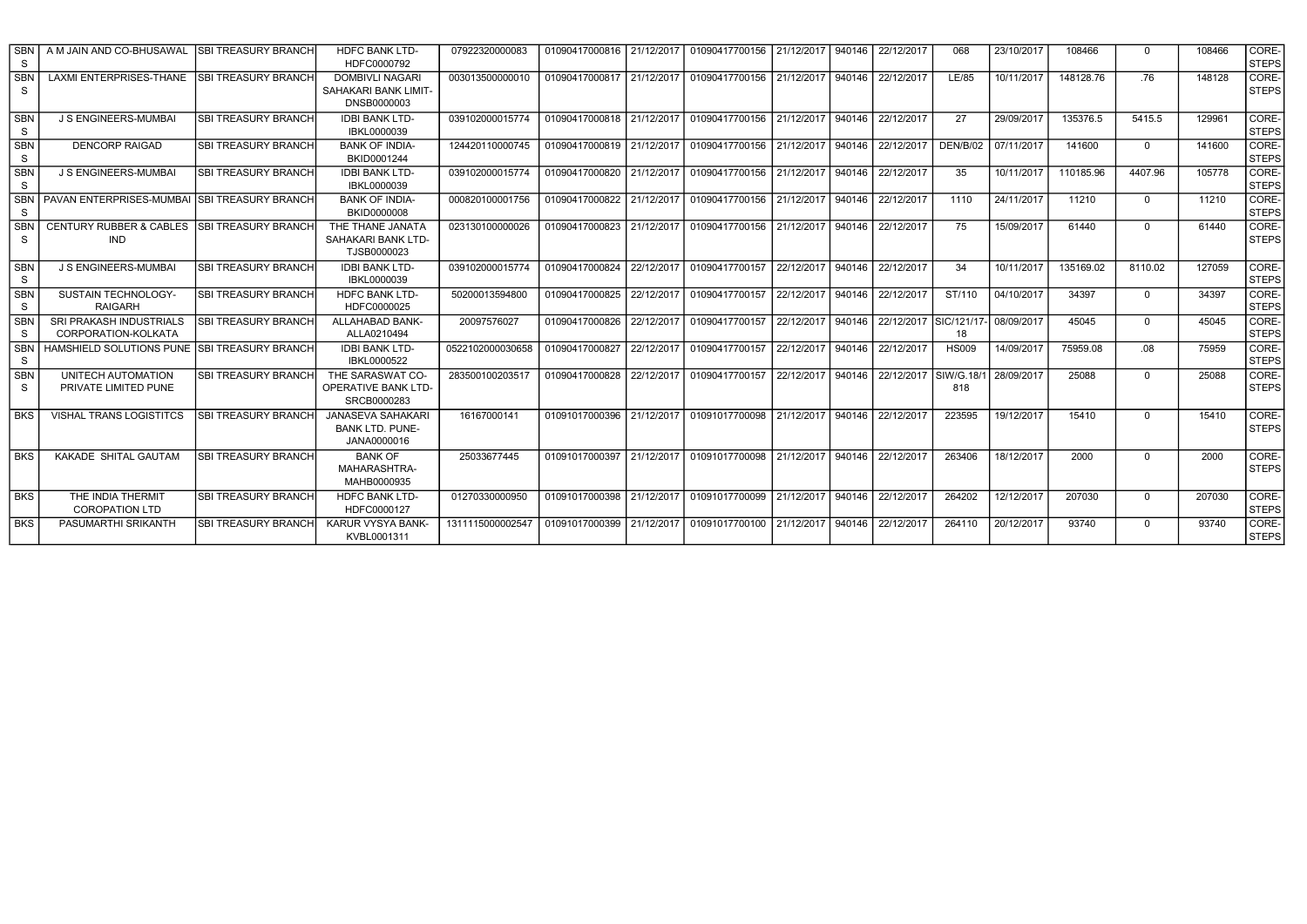| | | | | | | | | | | | | | | | | | |
|---|---|---|---|---|---|---|---|---|---|---|---|---|---|---|---|---|---|
| SBNS | A M JAIN AND CO-BHUSAWAL | SBI TREASURY BRANCH | HDFC BANK LTD-HDFC0000792 | 07922320000083 | 01090417000816 | 21/12/2017 | 01090417700156 | 21/12/2017 | 940146 | 22/12/2017 | 068 | 23/10/2017 | 108466 | 0 | 108466 | CORE-STEPS |
| SBNS | LAXMI ENTERPRISES-THANE | SBI TREASURY BRANCH | DOMBIVLI NAGARI SAHAKARI BANK LIMIT-DNSB0000003 | 003013500000010 | 01090417000817 | 21/12/2017 | 01090417700156 | 21/12/2017 | 940146 | 22/12/2017 | LE/85 | 10/11/2017 | 148128.76 | .76 | 148128 | CORE-STEPS |
| SBNS | J S ENGINEERS-MUMBAI | SBI TREASURY BRANCH | IDBI BANK LTD-IBKL0000039 | 039102000015774 | 01090417000818 | 21/12/2017 | 01090417700156 | 21/12/2017 | 940146 | 22/12/2017 | 27 | 29/09/2017 | 135376.5 | 5415.5 | 129961 | CORE-STEPS |
| SBNS | DENCORP RAIGAD | SBI TREASURY BRANCH | BANK OF INDIA-BKID0001244 | 124420110000745 | 01090417000819 | 21/12/2017 | 01090417700156 | 21/12/2017 | 940146 | 22/12/2017 | DEN/B/02 | 07/11/2017 | 141600 | 0 | 141600 | CORE-STEPS |
| SBNS | J S ENGINEERS-MUMBAI | SBI TREASURY BRANCH | IDBI BANK LTD-IBKL0000039 | 039102000015774 | 01090417000820 | 21/12/2017 | 01090417700156 | 21/12/2017 | 940146 | 22/12/2017 | 35 | 10/11/2017 | 110185.96 | 4407.96 | 105778 | CORE-STEPS |
| SBNS | PAVAN ENTERPRISES-MUMBAI | SBI TREASURY BRANCH | BANK OF INDIA-BKID0000008 | 000820100001756 | 01090417000822 | 21/12/2017 | 01090417700156 | 21/12/2017 | 940146 | 22/12/2017 | 1110 | 24/11/2017 | 11210 | 0 | 11210 | CORE-STEPS |
| SBNS | CENTURY RUBBER & CABLES IND | SBI TREASURY BRANCH | THE THANE JANATA SAHAKARI BANK LTD-TJSB0000023 | 023130100000026 | 01090417000823 | 21/12/2017 | 01090417700156 | 21/12/2017 | 940146 | 22/12/2017 | 75 | 15/09/2017 | 61440 | 0 | 61440 | CORE-STEPS |
| SBNS | J S ENGINEERS-MUMBAI | SBI TREASURY BRANCH | IDBI BANK LTD-IBKL0000039 | 039102000015774 | 01090417000824 | 22/12/2017 | 01090417700157 | 22/12/2017 | 940146 | 22/12/2017 | 34 | 10/11/2017 | 135169.02 | 8110.02 | 127059 | CORE-STEPS |
| SBNS | SUSTAIN TECHNOLOGY-RAIGARH | SBI TREASURY BRANCH | HDFC BANK LTD-HDFC0000025 | 50200013594800 | 01090417000825 | 22/12/2017 | 01090417700157 | 22/12/2017 | 940146 | 22/12/2017 | ST/110 | 04/10/2017 | 34397 | 0 | 34397 | CORE-STEPS |
| SBNS | SRI PRAKASH INDUSTRIALS CORPORATION-KOLKATA | SBI TREASURY BRANCH | ALLAHABAD BANK-ALLA0210494 | 20097576027 | 01090417000826 | 22/12/2017 | 01090417700157 | 22/12/2017 | 940146 | 22/12/2017 | SIC/121/17-18 | 08/09/2017 | 45045 | 0 | 45045 | CORE-STEPS |
| SBNS | HAMSHIELD SOLUTIONS PUNE | SBI TREASURY BRANCH | IDBI BANK LTD-IBKL0000522 | 0522102000030658 | 01090417000827 | 22/12/2017 | 01090417700157 | 22/12/2017 | 940146 | 22/12/2017 | HS009 | 14/09/2017 | 75959.08 | .08 | 75959 | CORE-STEPS |
| SBNS | UNITECH AUTOMATION PRIVATE LIMITED PUNE | SBI TREASURY BRANCH | THE SARASWAT CO-OPERATIVE BANK LTD-SRCB0000283 | 283500100203517 | 01090417000828 | 22/12/2017 | 01090417700157 | 22/12/2017 | 940146 | 22/12/2017 | SIW/G.18/1818 | 28/09/2017 | 25088 | 0 | 25088 | CORE-STEPS |
| BKS | VISHAL TRANS LOGISTITCS | SBI TREASURY BRANCH | JANASEVA SAHAKARI BANK LTD. PUNE-JANA0000016 | 16167000141 | 01091017000396 | 21/12/2017 | 01091017700098 | 21/12/2017 | 940146 | 22/12/2017 | 223595 | 19/12/2017 | 15410 | 0 | 15410 | CORE-STEPS |
| BKS | KAKADE SHITAL GAUTAM | SBI TREASURY BRANCH | BANK OF MAHARASHTRA-MAHB0000935 | 25033677445 | 01091017000397 | 21/12/2017 | 01091017700098 | 21/12/2017 | 940146 | 22/12/2017 | 263406 | 18/12/2017 | 2000 | 0 | 2000 | CORE-STEPS |
| BKS | THE INDIA THERMIT COROPATION LTD | SBI TREASURY BRANCH | HDFC BANK LTD-HDFC0000127 | 01270330000950 | 01091017000398 | 21/12/2017 | 01091017700099 | 21/12/2017 | 940146 | 22/12/2017 | 264202 | 12/12/2017 | 207030 | 0 | 207030 | CORE-STEPS |
| BKS | PASUMARTHI SRIKANTH | SBI TREASURY BRANCH | KARUR VYSYA BANK-KVBL0001311 | 1311115000002547 | 01091017000399 | 21/12/2017 | 01091017700100 | 21/12/2017 | 940146 | 22/12/2017 | 264110 | 20/12/2017 | 93740 | 0 | 93740 | CORE-STEPS |